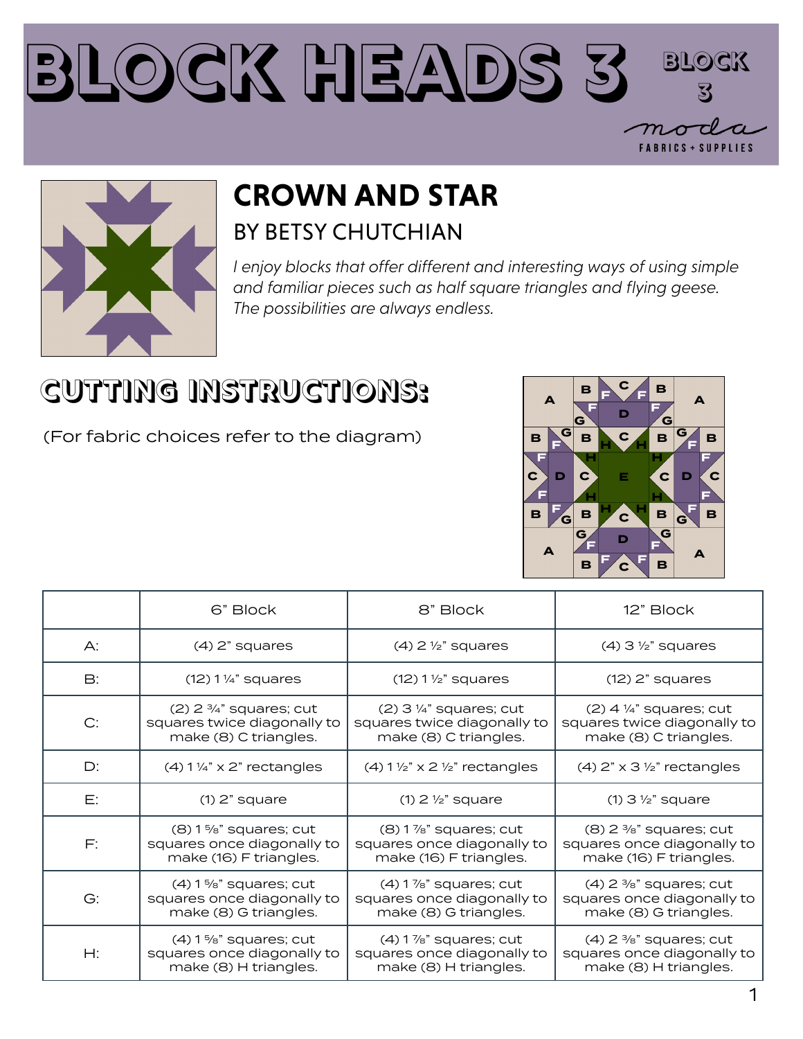# BLOCK HEADS 3

BLOCK 3

moda FABRICS + SUPPLIES

## CROWN AND STAR

### BY BETSY CHUTCHIAN

*I enjoy blocks that offer different and interesting ways of using simple and familiar pieces such as half square triangles and flying geese. The possibilities are always endless.*

## CUTTING INSTRUCTIONS:

(For fabric choices refer to the diagram)

| | 6" Block | 8" Block | 12" Block |
|---|---|---|---|
| A: | (4) 2" squares | (4) 2 ½" squares | (4) 3 ½" squares |
| B: | (12) 1 ¼" squares | (12) 1 ½" squares | (12) 2" squares |
| C: | (2) 2 ¾" squares; cut squares twice diagonally to make (8) C triangles. | (2) 3 ¼" squares; cut squares twice diagonally to make (8) C triangles. | (2) 4 ¼" squares; cut squares twice diagonally to make (8) C triangles. |
| D: | (4) 1 ¼" x 2" rectangles | (4) 1 ½" x 2 ½" rectangles | (4) 2" x 3 ½" rectangles |
| E: | (1) 2" square | (1) 2 ½" square | (1) 3 ½" square |
| F: | (8) 1 ⅝" squares; cut squares once diagonally to make (16) F triangles. | (8) 1 ⅞" squares; cut squares once diagonally to make (16) F triangles. | (8) 2 ⅜" squares; cut squares once diagonally to make (16) F triangles. |
| G: | (4) 1 ⅝" squares; cut squares once diagonally to make (8) G triangles. | (4) 1 ⅞" squares; cut squares once diagonally to make (8) G triangles. | (4) 2 ⅜" squares; cut squares once diagonally to make (8) G triangles. |
| H: | (4) 1 ⅝" squares; cut squares once diagonally to make (8) H triangles. | (4) 1 ⅞" squares; cut squares once diagonally to make (8) H triangles. | (4) 2 ⅜" squares; cut squares once diagonally to make (8) H triangles. |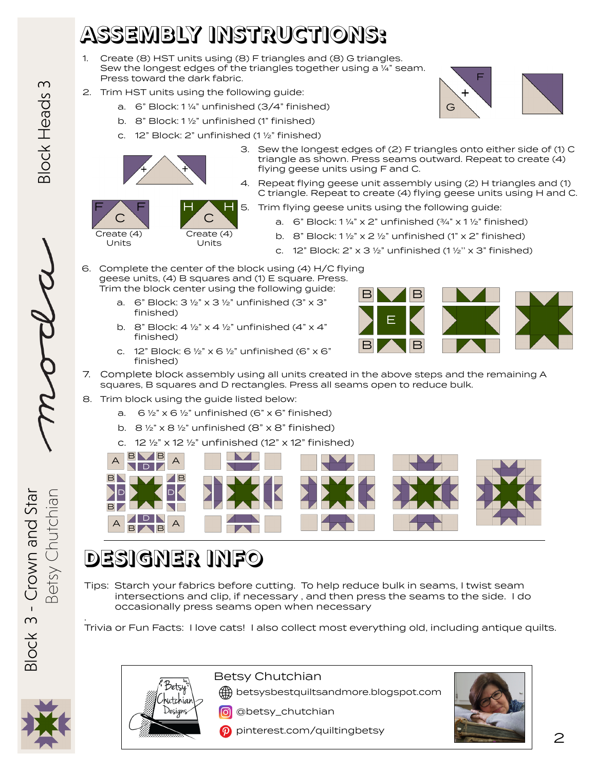# ASSEMBLY INSTRUCTIONS:

1. Create (8) HST units using (8) F triangles and (8) G triangles. Sew the longest edges of the triangles together using a ¼" seam. Press toward the dark fabric.
2. Trim HST units using the following guide:
   a. 6" Block: 1 ¼" unfinished (3/4" finished)
   b. 8" Block: 1 ½" unfinished (1" finished)
   c. 12" Block: 2" unfinished (1 ½" finished)
3. Sew the longest edges of (2) F triangles onto either side of (1) C triangle as shown. Press seams outward. Repeat to create (4) flying geese units using F and C.
4. Repeat flying geese unit assembly using (2) H triangles and (1) C triangle. Repeat to create (4) flying geese units using H and C.
5. Trim flying geese units using the following guide:
   a. 6" Block: 1 ¼" x 2" unfinished (¾" x 1 ½" finished)
   b. 8" Block: 1 ½" x 2 ½" unfinished (1" x 2" finished)
   c. 12" Block: 2" x 3 ½" unfinished (1 ½" x 3" finished)

Create (4) Units

Create (4) Units

6. Complete the center of the block using (4) H/C flying geese units, (4) B squares and (1) E square. Press. Trim the block center using the following guide:
   a. 6" Block: 3 ½" x 3 ½" unfinished (3" x 3" finished)
   b. 8" Block: 4 ½" x 4 ½" unfinished (4" x 4" finished)
   c. 12" Block: 6 ½" x 6 ½" unfinished (6" x 6" finished)
7. Complete block assembly using all units created in the above steps and the remaining A squares, B squares and D rectangles. Press all seams open to reduce bulk.
8. Trim block using the guide listed below:
   a. 6 ½" x 6 ½" unfinished (6" x 6" finished)
   b. 8 ½" x 8 ½" unfinished (8" x 8" finished)
   c. 12 ½" x 12 ½" unfinished (12" x 12" finished)

# DESIGNER INFO

Tips: Starch your fabrics before cutting. To help reduce bulk in seams, I twist seam intersections and clip, if necessary , and then press the seams to the side. I do occasionally press seams open when necessary

Trivia or Fun Facts: I love cats! I also collect most everything old, including antique quilts.

Betsy Chutchian

betsysbestquiltsandmore.blogspot.com

@betsy_chutchian

pinterest.com/quiltingbetsy